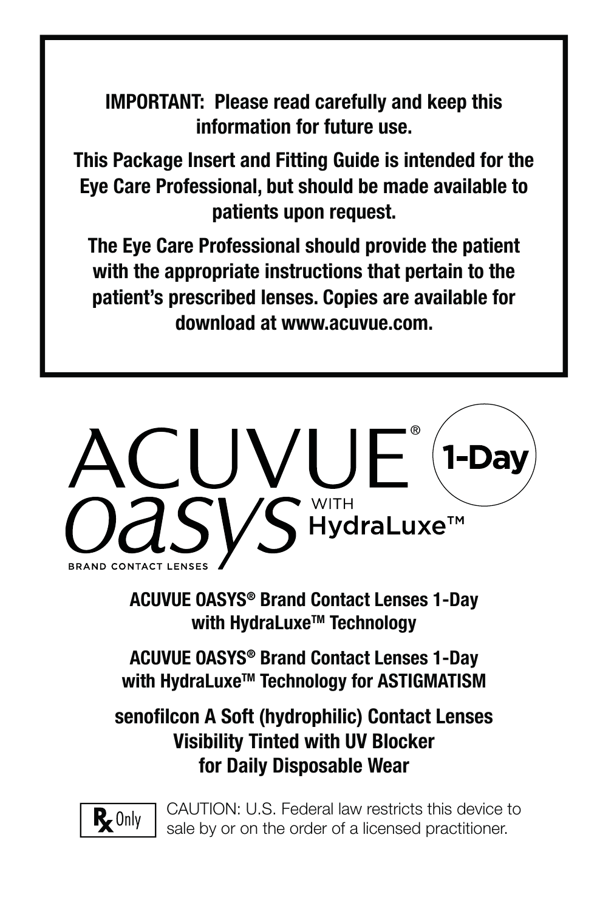**IMPORTANT: Please read carefully and keep this information for future use.**

**This Package Insert and Fitting Guide is intended for the Eye Care Professional, but should be made available to patients upon request.**

**The Eye Care Professional should provide the patient with the appropriate instructions that pertain to the patient's prescribed lenses. Copies are available for download at www.acuvue.com.**

ACUVUE® oasys WITH HydraLuxe™ 1-Day

BRAND CONTACT LENSES

**ACUVUE OASYS® Brand Contact Lenses 1-Day with HydraLuxe™ Technology**

**ACUVUE OASYS® Brand Contact Lenses 1-Day with HydraLuxe™ Technology for ASTIGMATISM**

**senofilcon A Soft (hydrophilic) Contact Lenses Visibility Tinted with UV Blocker for Daily Disposable Wear**

Rx Only

CAUTION: U.S. Federal law restricts this device to sale by or on the order of a licensed practitioner.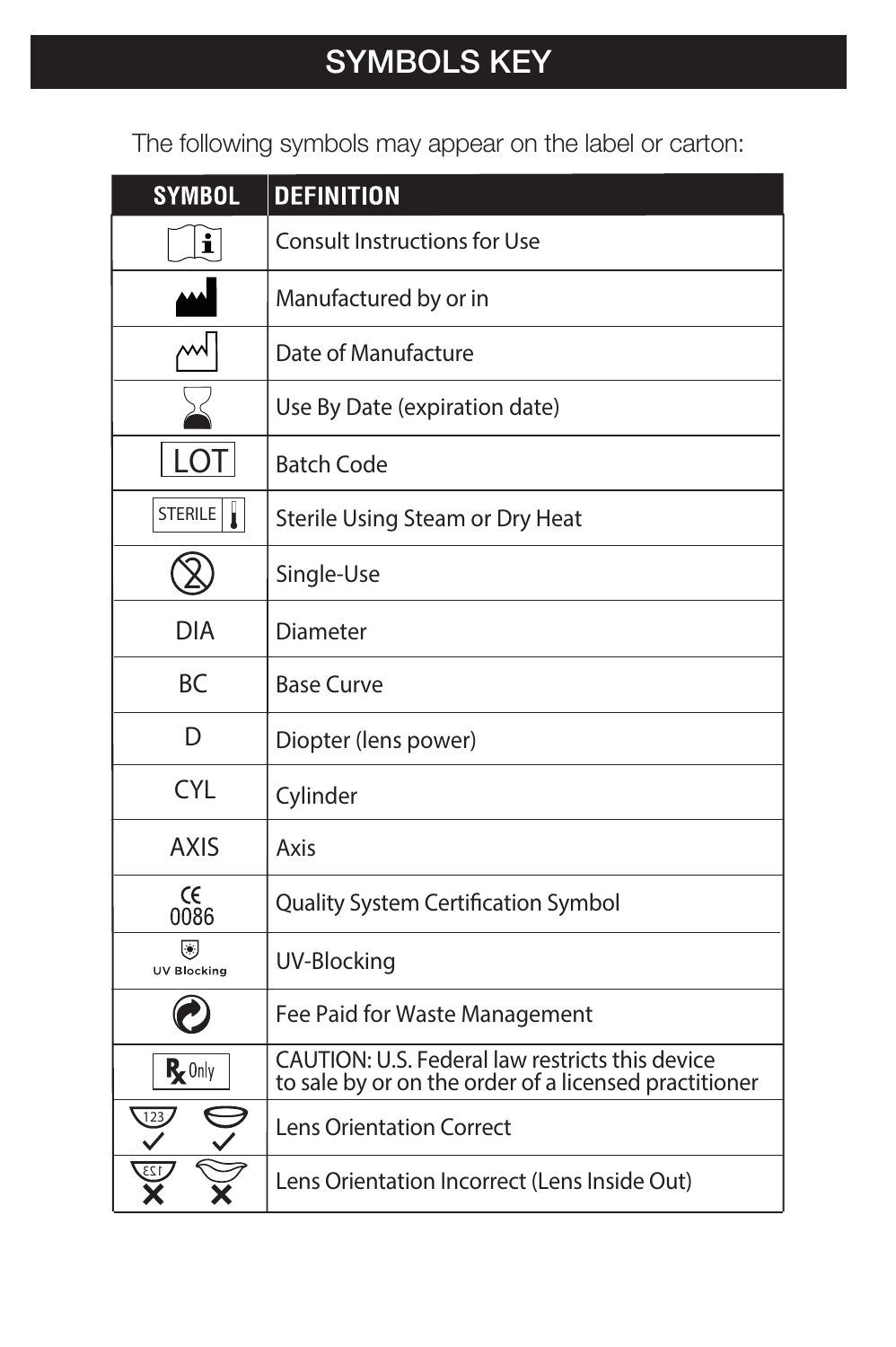# SYMBOLS KEY

The following symbols may appear on the label or carton:

| SYMBOL | DEFINITION |
| --- | --- |
| | Consult Instructions for Use |
| | Manufactured by or in |
| | Date of Manufacture |
| | Use By Date (expiration date) |
| LOT | Batch Code |
| STERILE | Sterile Using Steam or Dry Heat |
| | Single-Use |
| DIA | Diameter |
| BC | Base Curve |
| D | Diopter (lens power) |
| CYL | Cylinder |
| AXIS | Axis |
| CE 0086 | Quality System Certification Symbol |
| UV Blocking | UV-Blocking |
| | Fee Paid for Waste Management |
| Rx Only | CAUTION: U.S. Federal law restricts this device to sale by or on the order of a licensed practitioner |
| 123 ✓ ✓ | Lens Orientation Correct |
| 123 ✗ ✗ | Lens Orientation Incorrect (Lens Inside Out) |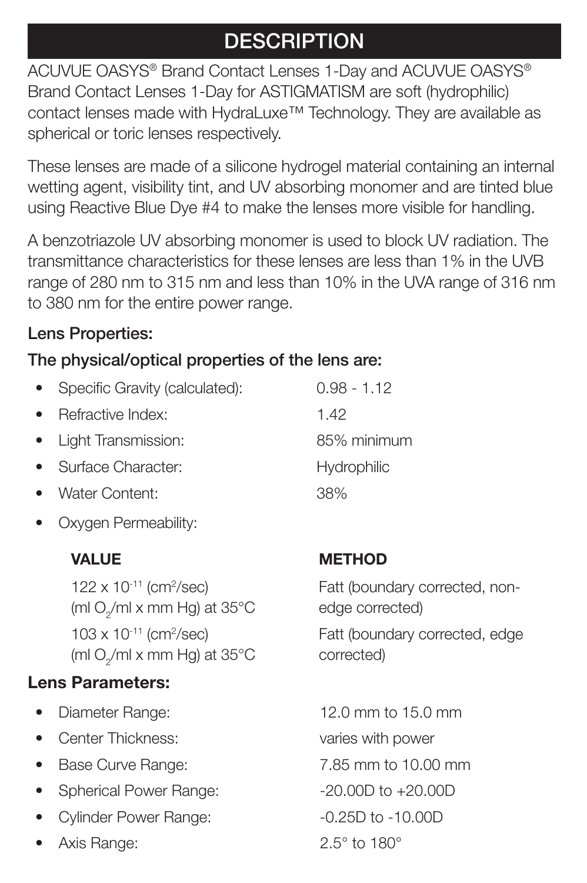# DESCRIPTION

ACUVUE OASYS® Brand Contact Lenses 1-Day and ACUVUE OASYS® Brand Contact Lenses 1-Day for ASTIGMATISM are soft (hydrophilic) contact lenses made with HydraLuxe™ Technology. They are available as spherical or toric lenses respectively.

These lenses are made of a silicone hydrogel material containing an internal wetting agent, visibility tint, and UV absorbing monomer and are tinted blue using Reactive Blue Dye #4 to make the lenses more visible for handling.

A benzotriazole UV absorbing monomer is used to block UV radiation. The transmittance characteristics for these lenses are less than 1% in the UVB range of 280 nm to 315 nm and less than 10% in the UVA range of 316 nm to 380 nm for the entire power range.

**Lens Properties:**

**The physical/optical properties of the lens are:**

- Specific Gravity (calculated): 0.98 - 1.12
- Refractive Index: 1.42
- Light Transmission: 85% minimum
- Surface Character: Hydrophilic
- Water Content: 38%
- Oxygen Permeability:

| VALUE | METHOD |
|---|---|
| $122 \times 10^{-11}$ ($cm^2$/sec) (ml $O_2$/ml x mm Hg) at 35°C | Fatt (boundary corrected, non-edge corrected) |
| $103 \times 10^{-11}$ ($cm^2$/sec) (ml $O_2$/ml x mm Hg) at 35°C | Fatt (boundary corrected, edge corrected) |

**Lens Parameters:**

- Diameter Range: 12.0 mm to 15.0 mm
- Center Thickness: varies with power
- Base Curve Range: 7.85 mm to 10.00 mm
- Spherical Power Range: -20.00D to +20.00D
- Cylinder Power Range: -0.25D to -10.00D
- Axis Range: 2.5° to 180°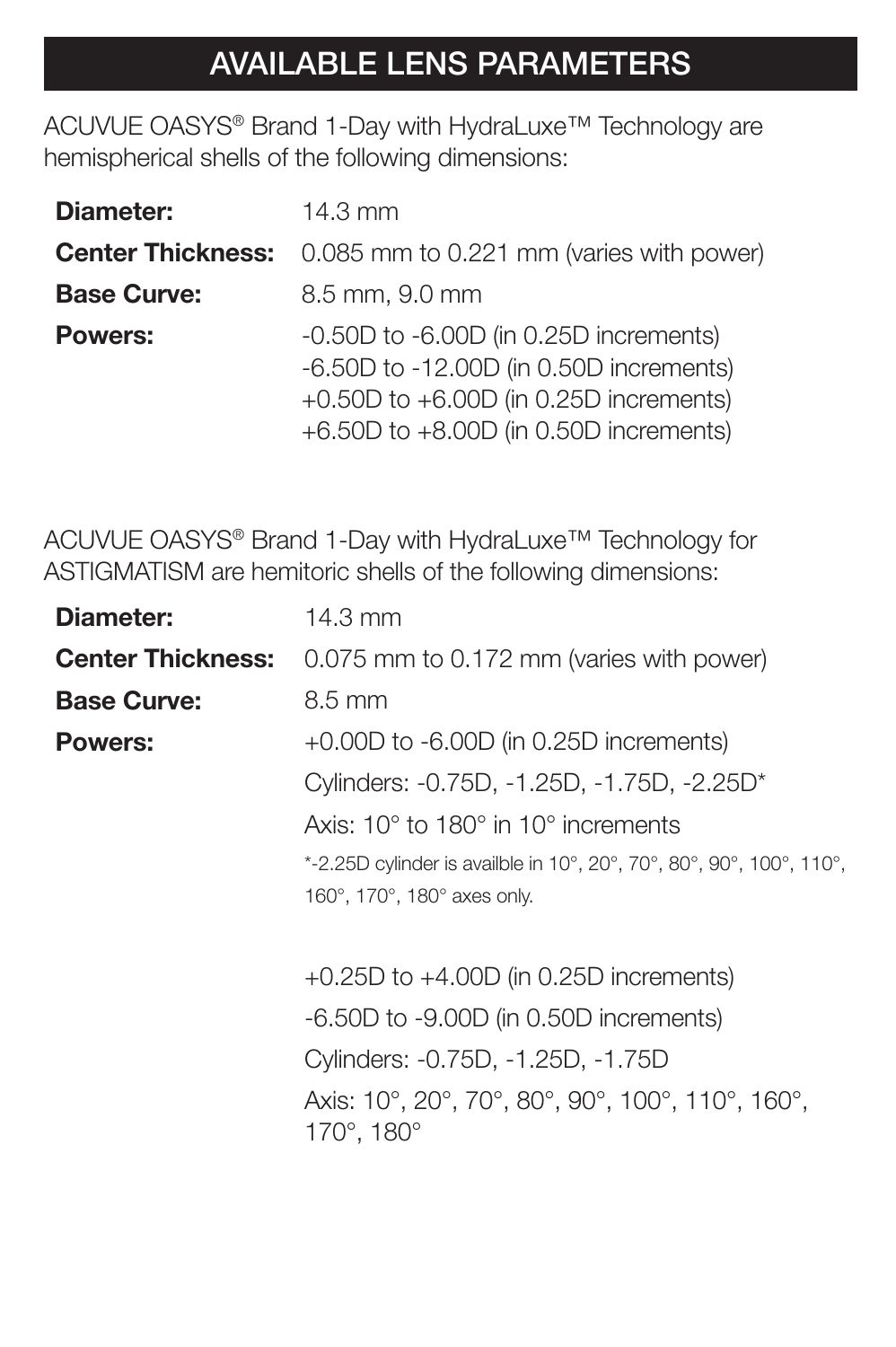# AVAILABLE LENS PARAMETERS

ACUVUE OASYS® Brand 1-Day with HydraLuxe™ Technology are hemispherical shells of the following dimensions:

| | |
|---|---|
| **Diameter:** | 14.3 mm |
| **Center Thickness:** | 0.085 mm to 0.221 mm (varies with power) |
| **Base Curve:** | 8.5 mm, 9.0 mm |
| **Powers:** | -0.50D to -6.00D (in 0.25D increments)<br>-6.50D to -12.00D (in 0.50D increments)<br>+0.50D to +6.00D (in 0.25D increments)<br>+6.50D to +8.00D (in 0.50D increments) |

ACUVUE OASYS® Brand 1-Day with HydraLuxe™ Technology for ASTIGMATISM are hemitoric shells of the following dimensions:

| | |
|---|---|
| **Diameter:** | 14.3 mm |
| **Center Thickness:** | 0.075 mm to 0.172 mm (varies with power) |
| **Base Curve:** | 8.5 mm |
| **Powers:** | +0.00D to -6.00D (in 0.25D increments)<br>Cylinders: -0.75D, -1.25D, -1.75D, -2.25D*<br>Axis: 10° to 180° in 10° increments<br>*-2.25D cylinder is availble in 10°, 20°, 70°, 80°, 90°, 100°, 110°, 160°, 170°, 180° axes only. |
| | +0.25D to +4.00D (in 0.25D increments)<br>-6.50D to -9.00D (in 0.50D increments)<br>Cylinders: -0.75D, -1.25D, -1.75D<br>Axis: 10°, 20°, 70°, 80°, 90°, 100°, 110°, 160°, 170°, 180° |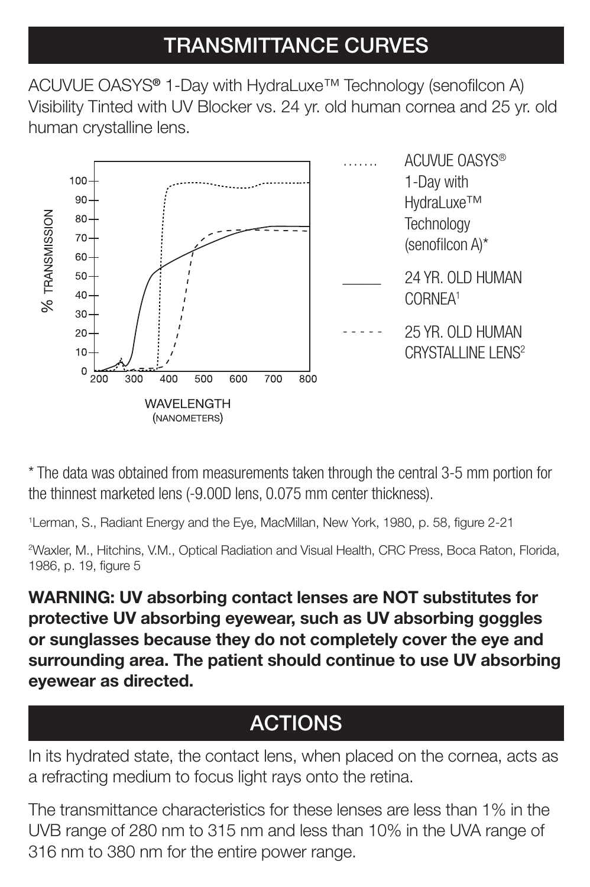## TRANSMITTANCE CURVES

ACUVUE OASYS® 1-Day with HydraLuxe™ Technology (senofilcon A) Visibility Tinted with UV Blocker vs. 24 yr. old human cornea and 25 yr. old human crystalline lens.

\* The data was obtained from measurements taken through the central 3-5 mm portion for the thinnest marketed lens (-9.00D lens, 0.075 mm center thickness).

[1]Lerman, S., Radiant Energy and the Eye, MacMillan, New York, 1980, p. 58, figure 2-21

[2]Waxler, M., Hitchins, V.M., Optical Radiation and Visual Health, CRC Press, Boca Raton, Florida, 1986, p. 19, figure 5

**WARNING: UV absorbing contact lenses are NOT substitutes for protective UV absorbing eyewear, such as UV absorbing goggles or sunglasses because they do not completely cover the eye and surrounding area. The patient should continue to use UV absorbing eyewear as directed.**

## ACTIONS

In its hydrated state, the contact lens, when placed on the cornea, acts as a refracting medium to focus light rays onto the retina.

The transmittance characteristics for these lenses are less than 1% in the UVB range of 280 nm to 315 nm and less than 10% in the UVA range of 316 nm to 380 nm for the entire power range.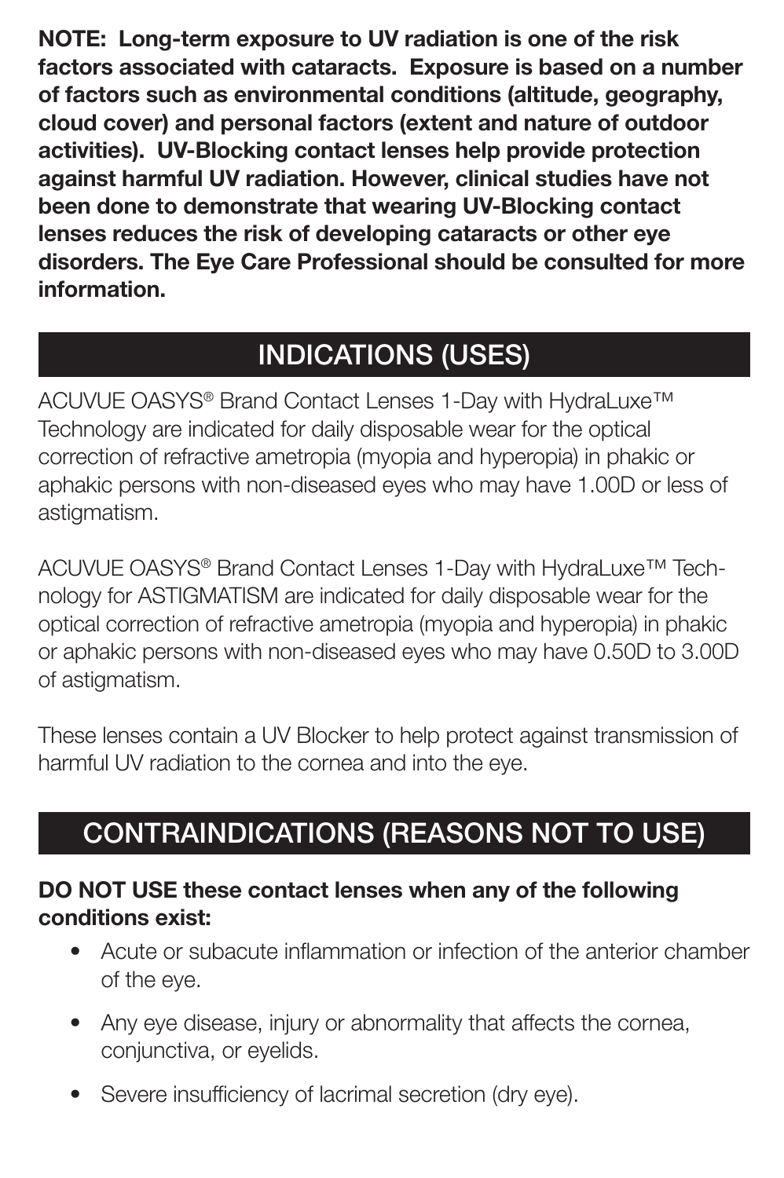**NOTE: Long-term exposure to UV radiation is one of the risk factors associated with cataracts. Exposure is based on a number of factors such as environmental conditions (altitude, geography, cloud cover) and personal factors (extent and nature of outdoor activities). UV-Blocking contact lenses help provide protection against harmful UV radiation. However, clinical studies have not been done to demonstrate that wearing UV-Blocking contact lenses reduces the risk of developing cataracts or other eye disorders. The Eye Care Professional should be consulted for more information.**

## INDICATIONS (USES)

ACUVUE OASYS® Brand Contact Lenses 1-Day with HydraLuxe™ Technology are indicated for daily disposable wear for the optical correction of refractive ametropia (myopia and hyperopia) in phakic or aphakic persons with non-diseased eyes who may have 1.00D or less of astigmatism.

ACUVUE OASYS® Brand Contact Lenses 1-Day with HydraLuxe™ Technology for ASTIGMATISM are indicated for daily disposable wear for the optical correction of refractive ametropia (myopia and hyperopia) in phakic or aphakic persons with non-diseased eyes who may have 0.50D to 3.00D of astigmatism.

These lenses contain a UV Blocker to help protect against transmission of harmful UV radiation to the cornea and into the eye.

## CONTRAINDICATIONS (REASONS NOT TO USE)

**DO NOT USE these contact lenses when any of the following conditions exist:**

- Acute or subacute inflammation or infection of the anterior chamber of the eye.
- Any eye disease, injury or abnormality that affects the cornea, conjunctiva, or eyelids.
- Severe insufficiency of lacrimal secretion (dry eye).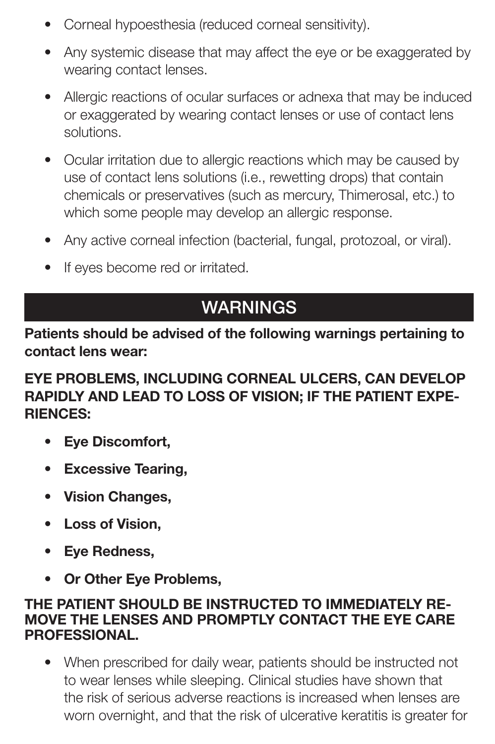- Corneal hypoesthesia (reduced corneal sensitivity).
- Any systemic disease that may affect the eye or be exaggerated by wearing contact lenses.
- Allergic reactions of ocular surfaces or adnexa that may be induced or exaggerated by wearing contact lenses or use of contact lens solutions.
- Ocular irritation due to allergic reactions which may be caused by use of contact lens solutions (i.e., rewetting drops) that contain chemicals or preservatives (such as mercury, Thimerosal, etc.) to which some people may develop an allergic response.
- Any active corneal infection (bacterial, fungal, protozoal, or viral).
- If eyes become red or irritated.

## WARNINGS

**Patients should be advised of the following warnings pertaining to contact lens wear:**

**EYE PROBLEMS, INCLUDING CORNEAL ULCERS, CAN DEVELOP RAPIDLY AND LEAD TO LOSS OF VISION; IF THE PATIENT EXPERIENCES:**

- **Eye Discomfort,**
- **Excessive Tearing,**
- **Vision Changes,**
- **Loss of Vision,**
- **Eye Redness,**
- **Or Other Eye Problems,**

**THE PATIENT SHOULD BE INSTRUCTED TO IMMEDIATELY REMOVE THE LENSES AND PROMPTLY CONTACT THE EYE CARE PROFESSIONAL.**

- When prescribed for daily wear, patients should be instructed not to wear lenses while sleeping. Clinical studies have shown that the risk of serious adverse reactions is increased when lenses are worn overnight, and that the risk of ulcerative keratitis is greater for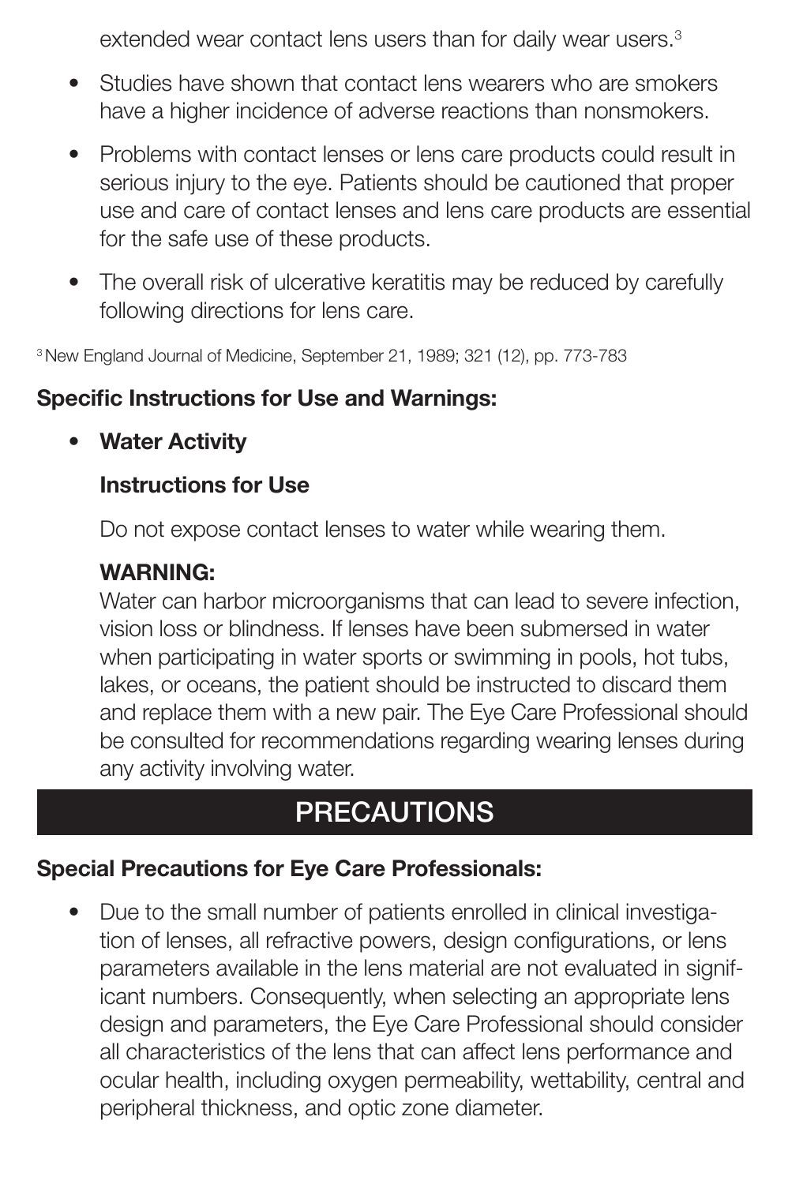extended wear contact lens users than for daily wear users.[3]

- Studies have shown that contact lens wearers who are smokers have a higher incidence of adverse reactions than nonsmokers.
- Problems with contact lenses or lens care products could result in serious injury to the eye. Patients should be cautioned that proper use and care of contact lenses and lens care products are essential for the safe use of these products.
- The overall risk of ulcerative keratitis may be reduced by carefully following directions for lens care.

[3] New England Journal of Medicine, September 21, 1989; 321 (12), pp. 773-783

**Specific Instructions for Use and Warnings:**

- **Water Activity**

  **Instructions for Use**

  Do not expose contact lenses to water while wearing them.

  **WARNING:**
  Water can harbor microorganisms that can lead to severe infection, vision loss or blindness. If lenses have been submersed in water when participating in water sports or swimming in pools, hot tubs, lakes, or oceans, the patient should be instructed to discard them and replace them with a new pair. The Eye Care Professional should be consulted for recommendations regarding wearing lenses during any activity involving water.

## PRECAUTIONS

**Special Precautions for Eye Care Professionals:**

- Due to the small number of patients enrolled in clinical investigation of lenses, all refractive powers, design configurations, or lens parameters available in the lens material are not evaluated in significant numbers. Consequently, when selecting an appropriate lens design and parameters, the Eye Care Professional should consider all characteristics of the lens that can affect lens performance and ocular health, including oxygen permeability, wettability, central and peripheral thickness, and optic zone diameter.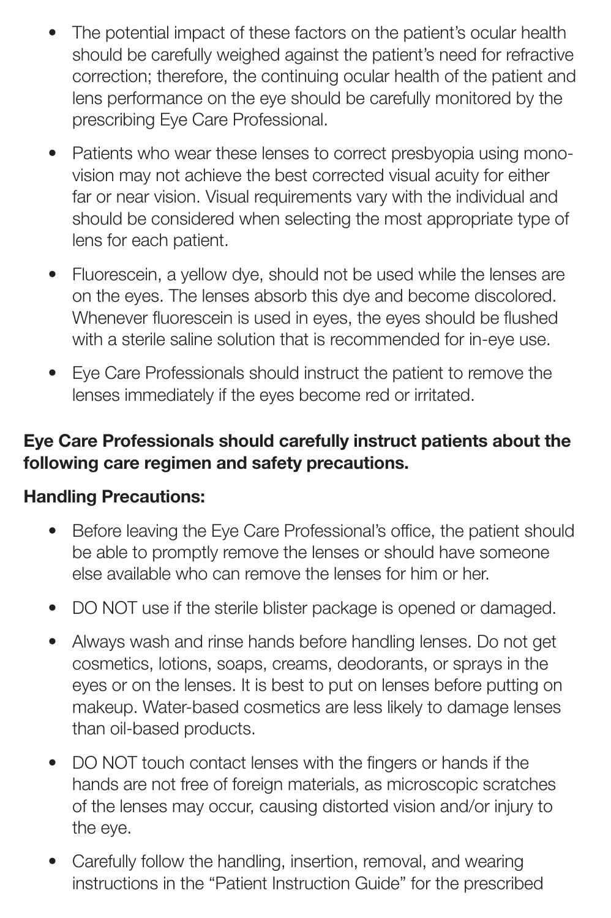- The potential impact of these factors on the patient's ocular health should be carefully weighed against the patient's need for refractive correction; therefore, the continuing ocular health of the patient and lens performance on the eye should be carefully monitored by the prescribing Eye Care Professional.
- Patients who wear these lenses to correct presbyopia using mono-vision may not achieve the best corrected visual acuity for either far or near vision. Visual requirements vary with the individual and should be considered when selecting the most appropriate type of lens for each patient.
- Fluorescein, a yellow dye, should not be used while the lenses are on the eyes. The lenses absorb this dye and become discolored. Whenever fluorescein is used in eyes, the eyes should be flushed with a sterile saline solution that is recommended for in-eye use.
- Eye Care Professionals should instruct the patient to remove the lenses immediately if the eyes become red or irritated.

**Eye Care Professionals should carefully instruct patients about the following care regimen and safety precautions.**

**Handling Precautions:**

- Before leaving the Eye Care Professional's office, the patient should be able to promptly remove the lenses or should have someone else available who can remove the lenses for him or her.
- DO NOT use if the sterile blister package is opened or damaged.
- Always wash and rinse hands before handling lenses. Do not get cosmetics, lotions, soaps, creams, deodorants, or sprays in the eyes or on the lenses. It is best to put on lenses before putting on makeup. Water-based cosmetics are less likely to damage lenses than oil-based products.
- DO NOT touch contact lenses with the fingers or hands if the hands are not free of foreign materials, as microscopic scratches of the lenses may occur, causing distorted vision and/or injury to the eye.
- Carefully follow the handling, insertion, removal, and wearing instructions in the "Patient Instruction Guide" for the prescribed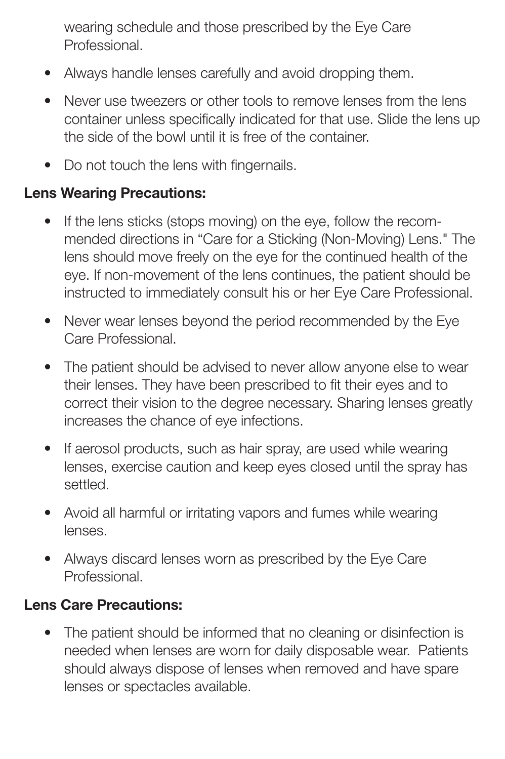wearing schedule and those prescribed by the Eye Care Professional.

- Always handle lenses carefully and avoid dropping them.
- Never use tweezers or other tools to remove lenses from the lens container unless specifically indicated for that use. Slide the lens up the side of the bowl until it is free of the container.
- Do not touch the lens with fingernails.

**Lens Wearing Precautions:**

- If the lens sticks (stops moving) on the eye, follow the recommended directions in "Care for a Sticking (Non-Moving) Lens." The lens should move freely on the eye for the continued health of the eye. If non-movement of the lens continues, the patient should be instructed to immediately consult his or her Eye Care Professional.
- Never wear lenses beyond the period recommended by the Eye Care Professional.
- The patient should be advised to never allow anyone else to wear their lenses. They have been prescribed to fit their eyes and to correct their vision to the degree necessary. Sharing lenses greatly increases the chance of eye infections.
- If aerosol products, such as hair spray, are used while wearing lenses, exercise caution and keep eyes closed until the spray has settled.
- Avoid all harmful or irritating vapors and fumes while wearing lenses.
- Always discard lenses worn as prescribed by the Eye Care Professional.

**Lens Care Precautions:**

- The patient should be informed that no cleaning or disinfection is needed when lenses are worn for daily disposable wear. Patients should always dispose of lenses when removed and have spare lenses or spectacles available.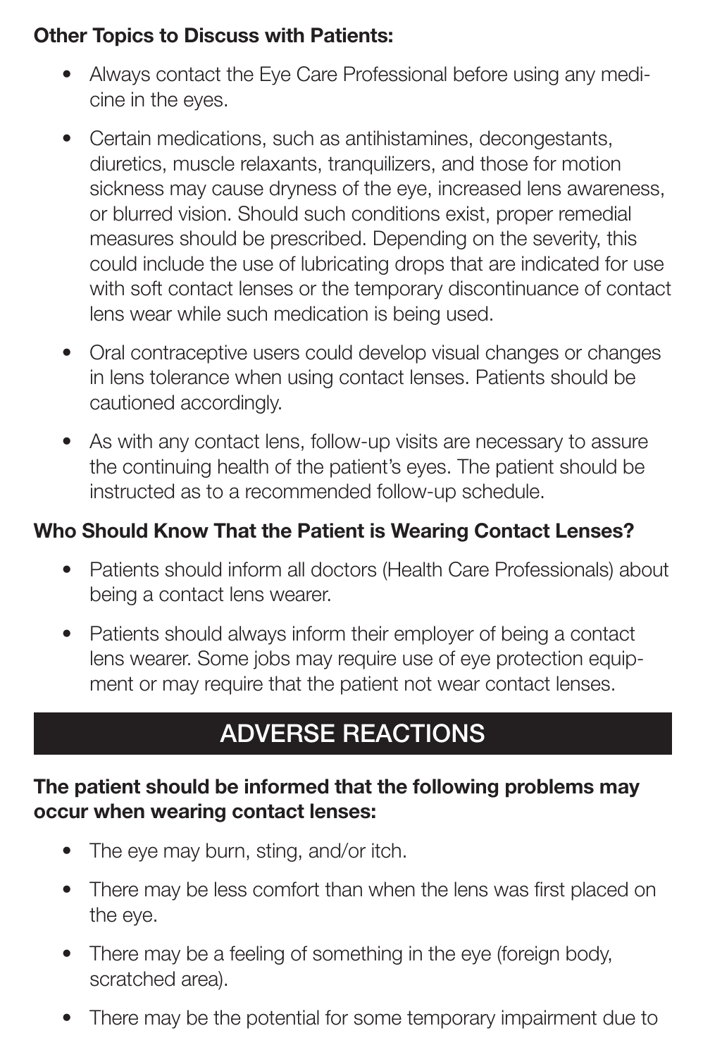**Other Topics to Discuss with Patients:**

- Always contact the Eye Care Professional before using any medicine in the eyes.
- Certain medications, such as antihistamines, decongestants, diuretics, muscle relaxants, tranquilizers, and those for motion sickness may cause dryness of the eye, increased lens awareness, or blurred vision. Should such conditions exist, proper remedial measures should be prescribed. Depending on the severity, this could include the use of lubricating drops that are indicated for use with soft contact lenses or the temporary discontinuance of contact lens wear while such medication is being used.
- Oral contraceptive users could develop visual changes or changes in lens tolerance when using contact lenses. Patients should be cautioned accordingly.
- As with any contact lens, follow-up visits are necessary to assure the continuing health of the patient's eyes. The patient should be instructed as to a recommended follow-up schedule.

**Who Should Know That the Patient is Wearing Contact Lenses?**

- Patients should inform all doctors (Health Care Professionals) about being a contact lens wearer.
- Patients should always inform their employer of being a contact lens wearer. Some jobs may require use of eye protection equipment or may require that the patient not wear contact lenses.

## ADVERSE REACTIONS

**The patient should be informed that the following problems may occur when wearing contact lenses:**

- The eye may burn, sting, and/or itch.
- There may be less comfort than when the lens was first placed on the eye.
- There may be a feeling of something in the eye (foreign body, scratched area).
- There may be the potential for some temporary impairment due to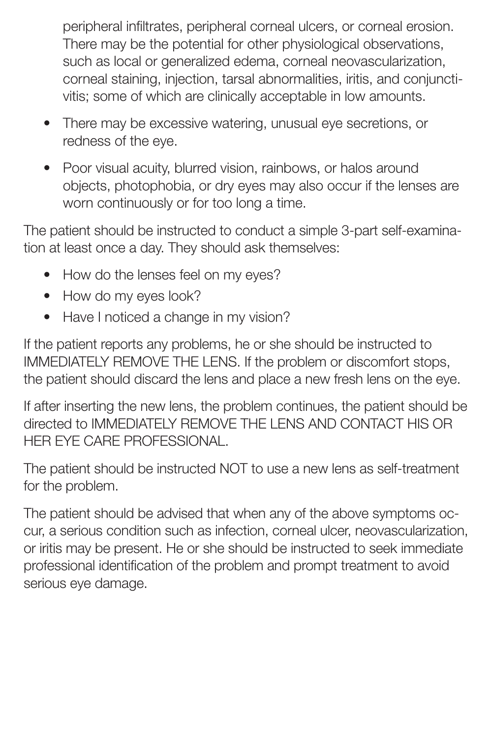peripheral infiltrates, peripheral corneal ulcers, or corneal erosion. There may be the potential for other physiological observations, such as local or generalized edema, corneal neovascularization, corneal staining, injection, tarsal abnormalities, iritis, and conjunctivitis; some of which are clinically acceptable in low amounts.

- There may be excessive watering, unusual eye secretions, or redness of the eye.
- Poor visual acuity, blurred vision, rainbows, or halos around objects, photophobia, or dry eyes may also occur if the lenses are worn continuously or for too long a time.

The patient should be instructed to conduct a simple 3-part self-examination at least once a day. They should ask themselves:

- How do the lenses feel on my eyes?
- How do my eyes look?
- Have I noticed a change in my vision?

If the patient reports any problems, he or she should be instructed to IMMEDIATELY REMOVE THE LENS. If the problem or discomfort stops, the patient should discard the lens and place a new fresh lens on the eye.

If after inserting the new lens, the problem continues, the patient should be directed to IMMEDIATELY REMOVE THE LENS AND CONTACT HIS OR HER EYE CARE PROFESSIONAL.

The patient should be instructed NOT to use a new lens as self-treatment for the problem.

The patient should be advised that when any of the above symptoms occur, a serious condition such as infection, corneal ulcer, neovascularization, or iritis may be present. He or she should be instructed to seek immediate professional identification of the problem and prompt treatment to avoid serious eye damage.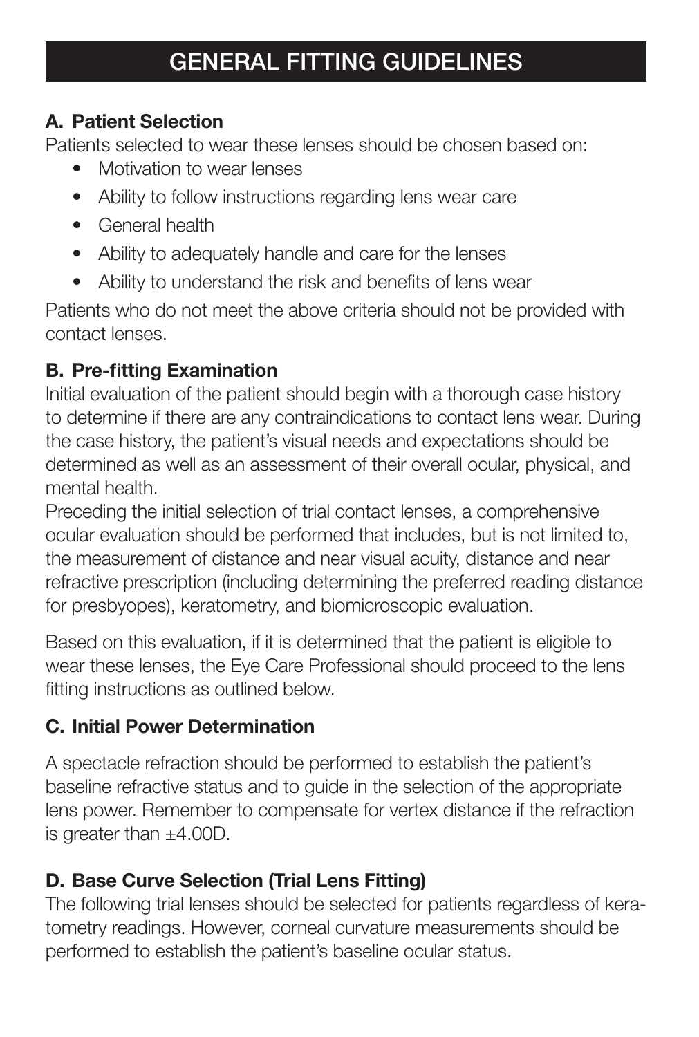# GENERAL FITTING GUIDELINES

### A. Patient Selection

Patients selected to wear these lenses should be chosen based on:

- Motivation to wear lenses
- Ability to follow instructions regarding lens wear care
- General health
- Ability to adequately handle and care for the lenses
- Ability to understand the risk and benefits of lens wear

Patients who do not meet the above criteria should not be provided with contact lenses.

### B. Pre-fitting Examination

Initial evaluation of the patient should begin with a thorough case history to determine if there are any contraindications to contact lens wear. During the case history, the patient's visual needs and expectations should be determined as well as an assessment of their overall ocular, physical, and mental health.

Preceding the initial selection of trial contact lenses, a comprehensive ocular evaluation should be performed that includes, but is not limited to, the measurement of distance and near visual acuity, distance and near refractive prescription (including determining the preferred reading distance for presbyopes), keratometry, and biomicroscopic evaluation.

Based on this evaluation, if it is determined that the patient is eligible to wear these lenses, the Eye Care Professional should proceed to the lens fitting instructions as outlined below.

### C. Initial Power Determination

A spectacle refraction should be performed to establish the patient's baseline refractive status and to guide in the selection of the appropriate lens power. Remember to compensate for vertex distance if the refraction is greater than ±4.00D.

### D. Base Curve Selection (Trial Lens Fitting)

The following trial lenses should be selected for patients regardless of keratometry readings. However, corneal curvature measurements should be performed to establish the patient's baseline ocular status.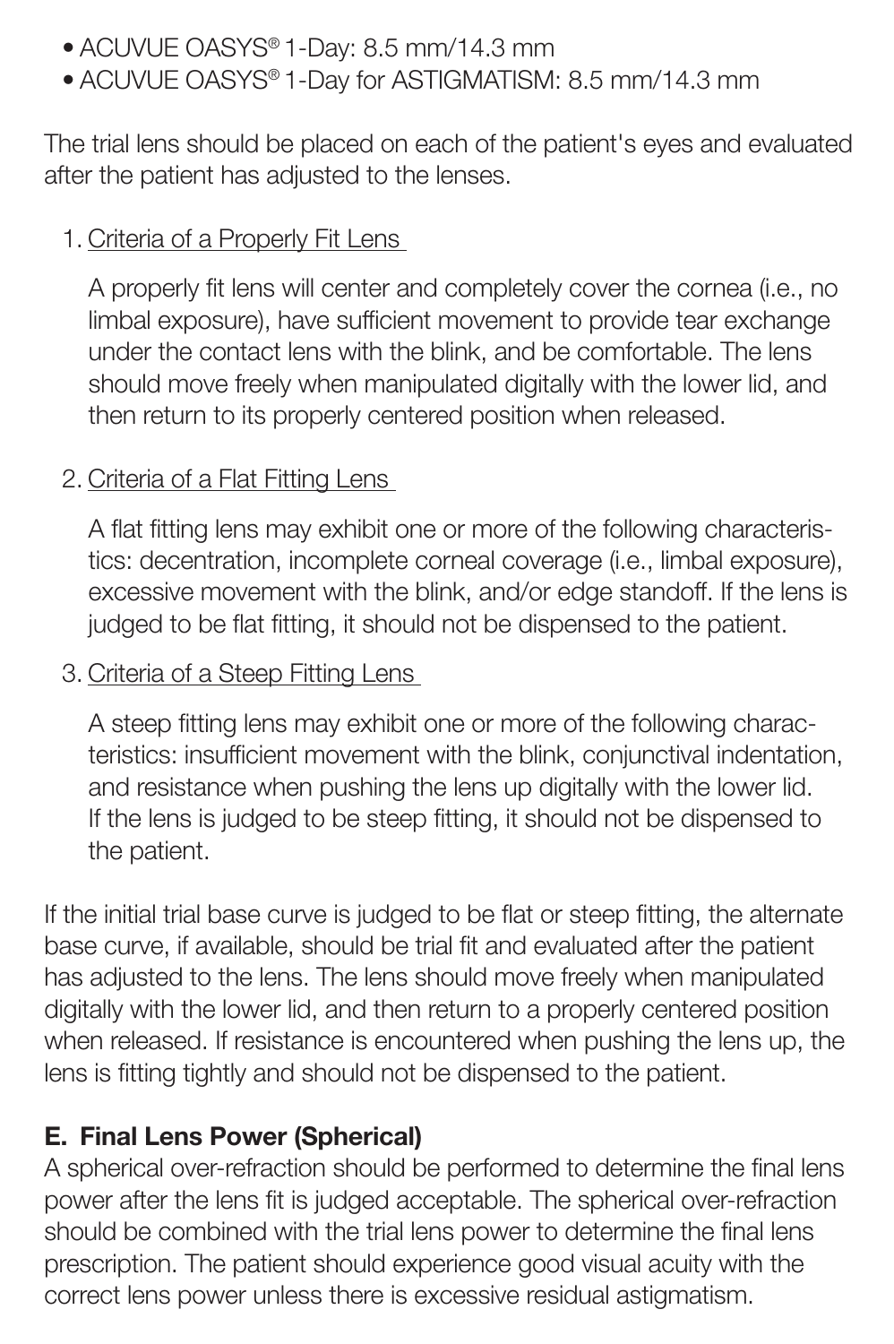- ACUVUE OASYS® 1-Day: 8.5 mm/14.3 mm
- ACUVUE OASYS® 1-Day for ASTIGMATISM: 8.5 mm/14.3 mm

The trial lens should be placed on each of the patient's eyes and evaluated after the patient has adjusted to the lenses.

1. Criteria of a Properly Fit Lens

   A properly fit lens will center and completely cover the cornea (i.e., no limbal exposure), have sufficient movement to provide tear exchange under the contact lens with the blink, and be comfortable. The lens should move freely when manipulated digitally with the lower lid, and then return to its properly centered position when released.

2. Criteria of a Flat Fitting Lens

   A flat fitting lens may exhibit one or more of the following characteristics: decentration, incomplete corneal coverage (i.e., limbal exposure), excessive movement with the blink, and/or edge standoff. If the lens is judged to be flat fitting, it should not be dispensed to the patient.

3. Criteria of a Steep Fitting Lens

   A steep fitting lens may exhibit one or more of the following characteristics: insufficient movement with the blink, conjunctival indentation, and resistance when pushing the lens up digitally with the lower lid. If the lens is judged to be steep fitting, it should not be dispensed to the patient.

If the initial trial base curve is judged to be flat or steep fitting, the alternate base curve, if available, should be trial fit and evaluated after the patient has adjusted to the lens. The lens should move freely when manipulated digitally with the lower lid, and then return to a properly centered position when released. If resistance is encountered when pushing the lens up, the lens is fitting tightly and should not be dispensed to the patient.

### E. Final Lens Power (Spherical)

A spherical over-refraction should be performed to determine the final lens power after the lens fit is judged acceptable. The spherical over-refraction should be combined with the trial lens power to determine the final lens prescription. The patient should experience good visual acuity with the correct lens power unless there is excessive residual astigmatism.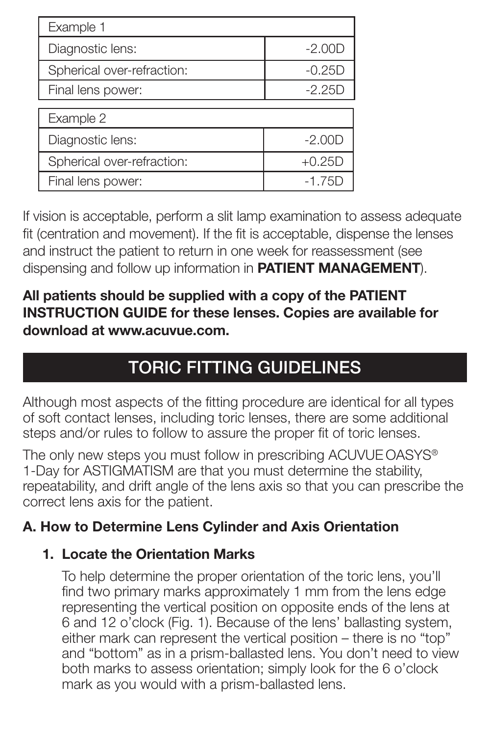| Example 1 | |
|---|---|
| Diagnostic lens: | -2.00D |
| Spherical over-refraction: | -0.25D |
| Final lens power: | -2.25D |

| Example 2 | |
|---|---|
| Diagnostic lens: | -2.00D |
| Spherical over-refraction: | +0.25D |
| Final lens power: | -1.75D |

If vision is acceptable, perform a slit lamp examination to assess adequate fit (centration and movement). If the fit is acceptable, dispense the lenses and instruct the patient to return in one week for reassessment (see dispensing and follow up information in **PATIENT MANAGEMENT**).

**All patients should be supplied with a copy of the PATIENT INSTRUCTION GUIDE for these lenses. Copies are available for download at www.acuvue.com.**

# TORIC FITTING GUIDELINES

Although most aspects of the fitting procedure are identical for all types of soft contact lenses, including toric lenses, there are some additional steps and/or rules to follow to assure the proper fit of toric lenses.

The only new steps you must follow in prescribing ACUVUE OASYS® 1-Day for ASTIGMATISM are that you must determine the stability, repeatability, and drift angle of the lens axis so that you can prescribe the correct lens axis for the patient.

## A. How to Determine Lens Cylinder and Axis Orientation

### 1. Locate the Orientation Marks

To help determine the proper orientation of the toric lens, you'll find two primary marks approximately 1 mm from the lens edge representing the vertical position on opposite ends of the lens at 6 and 12 o'clock (Fig. 1). Because of the lens' ballasting system, either mark can represent the vertical position – there is no "top" and "bottom" as in a prism-ballasted lens. You don't need to view both marks to assess orientation; simply look for the 6 o'clock mark as you would with a prism-ballasted lens.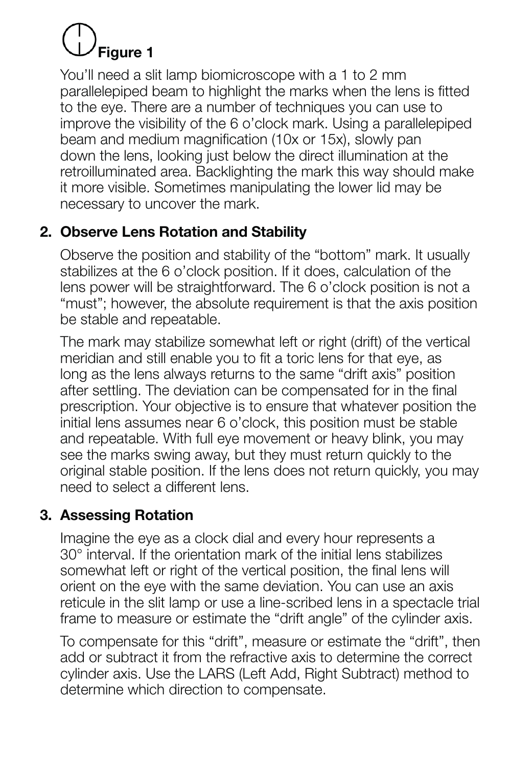**Figure 1**

You'll need a slit lamp biomicroscope with a 1 to 2 mm parallelepiped beam to highlight the marks when the lens is fitted to the eye. There are a number of techniques you can use to improve the visibility of the 6 o'clock mark. Using a parallelepiped beam and medium magnification (10x or 15x), slowly pan down the lens, looking just below the direct illumination at the retroilluminated area. Backlighting the mark this way should make it more visible. Sometimes manipulating the lower lid may be necessary to uncover the mark.

**2. Observe Lens Rotation and Stability**

Observe the position and stability of the "bottom" mark. It usually stabilizes at the 6 o'clock position. If it does, calculation of the lens power will be straightforward. The 6 o'clock position is not a "must"; however, the absolute requirement is that the axis position be stable and repeatable.

The mark may stabilize somewhat left or right (drift) of the vertical meridian and still enable you to fit a toric lens for that eye, as long as the lens always returns to the same "drift axis" position after settling. The deviation can be compensated for in the final prescription. Your objective is to ensure that whatever position the initial lens assumes near 6 o'clock, this position must be stable and repeatable. With full eye movement or heavy blink, you may see the marks swing away, but they must return quickly to the original stable position. If the lens does not return quickly, you may need to select a different lens.

**3. Assessing Rotation**

Imagine the eye as a clock dial and every hour represents a 30° interval. If the orientation mark of the initial lens stabilizes somewhat left or right of the vertical position, the final lens will orient on the eye with the same deviation. You can use an axis reticule in the slit lamp or use a line-scribed lens in a spectacle trial frame to measure or estimate the "drift angle" of the cylinder axis.

To compensate for this "drift", measure or estimate the "drift", then add or subtract it from the refractive axis to determine the correct cylinder axis. Use the LARS (Left Add, Right Subtract) method to determine which direction to compensate.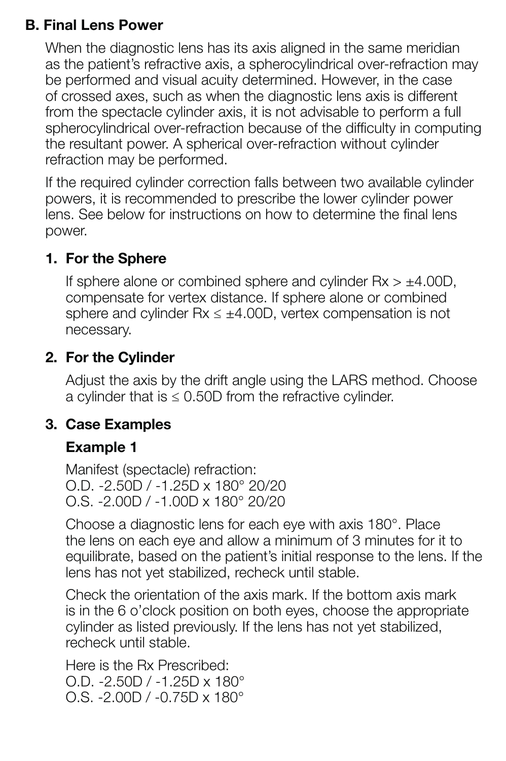## B. Final Lens Power

When the diagnostic lens has its axis aligned in the same meridian as the patient's refractive axis, a spherocylindrical over-refraction may be performed and visual acuity determined. However, in the case of crossed axes, such as when the diagnostic lens axis is different from the spectacle cylinder axis, it is not advisable to perform a full spherocylindrical over-refraction because of the difficulty in computing the resultant power. A spherical over-refraction without cylinder refraction may be performed.

If the required cylinder correction falls between two available cylinder powers, it is recommended to prescribe the lower cylinder power lens. See below for instructions on how to determine the final lens power.

### 1. For the Sphere

If sphere alone or combined sphere and cylinder Rx > ±4.00D, compensate for vertex distance. If sphere alone or combined sphere and cylinder Rx ≤ ±4.00D, vertex compensation is not necessary.

### 2. For the Cylinder

Adjust the axis by the drift angle using the LARS method. Choose a cylinder that is ≤ 0.50D from the refractive cylinder.

### 3. Case Examples

#### Example 1

Manifest (spectacle) refraction:
O.D. -2.50D / -1.25D x 180° 20/20
O.S. -2.00D / -1.00D x 180° 20/20

Choose a diagnostic lens for each eye with axis 180°. Place the lens on each eye and allow a minimum of 3 minutes for it to equilibrate, based on the patient's initial response to the lens. If the lens has not yet stabilized, recheck until stable.

Check the orientation of the axis mark. If the bottom axis mark is in the 6 o'clock position on both eyes, choose the appropriate cylinder as listed previously. If the lens has not yet stabilized, recheck until stable.

Here is the Rx Prescribed:
O.D. -2.50D / -1.25D x 180°
O.S. -2.00D / -0.75D x 180°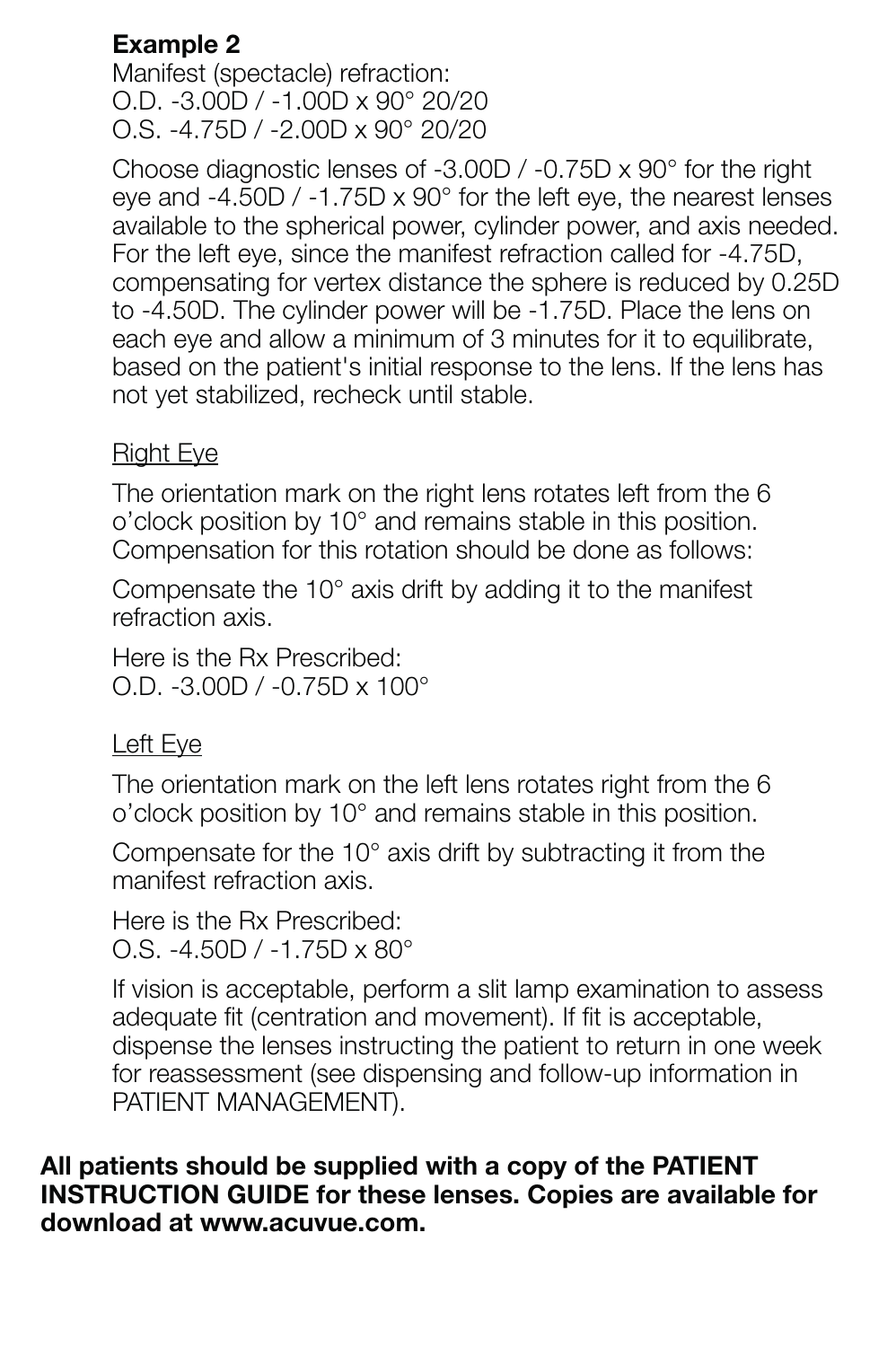**Example 2**

Manifest (spectacle) refraction:
O.D. -3.00D / -1.00D x 90° 20/20
O.S. -4.75D / -2.00D x 90° 20/20

Choose diagnostic lenses of -3.00D / -0.75D x 90° for the right eye and -4.50D / -1.75D x 90° for the left eye, the nearest lenses available to the spherical power, cylinder power, and axis needed. For the left eye, since the manifest refraction called for -4.75D, compensating for vertex distance the sphere is reduced by 0.25D to -4.50D. The cylinder power will be -1.75D. Place the lens on each eye and allow a minimum of 3 minutes for it to equilibrate, based on the patient's initial response to the lens. If the lens has not yet stabilized, recheck until stable.

Right Eye

The orientation mark on the right lens rotates left from the 6 o'clock position by 10° and remains stable in this position. Compensation for this rotation should be done as follows:

Compensate the 10° axis drift by adding it to the manifest refraction axis.

Here is the Rx Prescribed:
O.D. -3.00D / -0.75D x 100°

Left Eye

The orientation mark on the left lens rotates right from the 6 o'clock position by 10° and remains stable in this position.

Compensate for the 10° axis drift by subtracting it from the manifest refraction axis.

Here is the Rx Prescribed:
O.S. -4.50D / -1.75D x 80°

If vision is acceptable, perform a slit lamp examination to assess adequate fit (centration and movement). If fit is acceptable, dispense the lenses instructing the patient to return in one week for reassessment (see dispensing and follow-up information in PATIENT MANAGEMENT).

**All patients should be supplied with a copy of the PATIENT INSTRUCTION GUIDE for these lenses. Copies are available for download at www.acuvue.com.**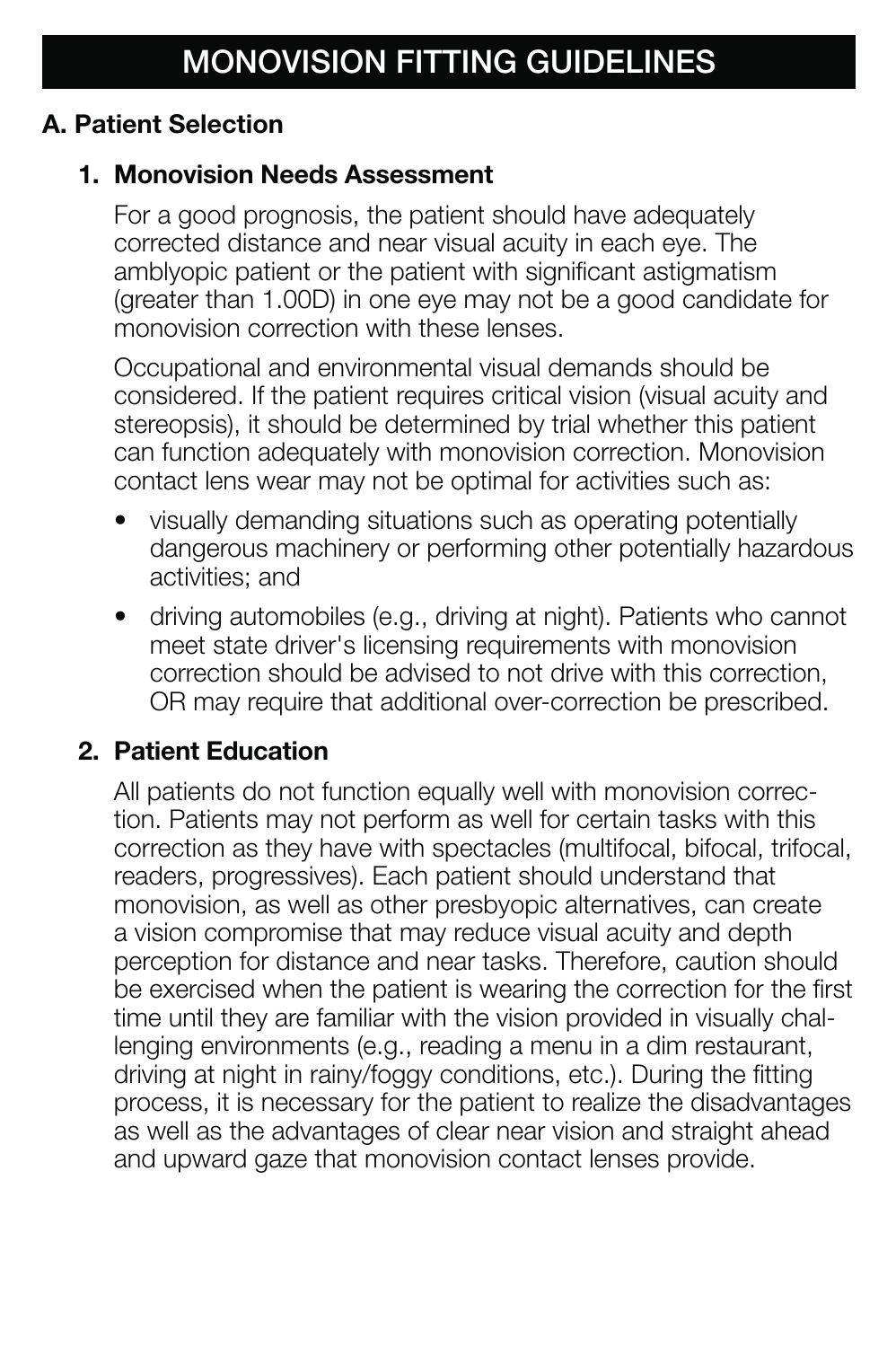# MONOVISION FITTING GUIDELINES

## A. Patient Selection

### 1. Monovision Needs Assessment

For a good prognosis, the patient should have adequately corrected distance and near visual acuity in each eye. The amblyopic patient or the patient with significant astigmatism (greater than 1.00D) in one eye may not be a good candidate for monovision correction with these lenses.

Occupational and environmental visual demands should be considered. If the patient requires critical vision (visual acuity and stereopsis), it should be determined by trial whether this patient can function adequately with monovision correction. Monovision contact lens wear may not be optimal for activities such as:

- visually demanding situations such as operating potentially dangerous machinery or performing other potentially hazardous activities; and
- driving automobiles (e.g., driving at night). Patients who cannot meet state driver's licensing requirements with monovision correction should be advised to not drive with this correction, OR may require that additional over-correction be prescribed.

### 2. Patient Education

All patients do not function equally well with monovision correction. Patients may not perform as well for certain tasks with this correction as they have with spectacles (multifocal, bifocal, trifocal, readers, progressives). Each patient should understand that monovision, as well as other presbyopic alternatives, can create a vision compromise that may reduce visual acuity and depth perception for distance and near tasks. Therefore, caution should be exercised when the patient is wearing the correction for the first time until they are familiar with the vision provided in visually challenging environments (e.g., reading a menu in a dim restaurant, driving at night in rainy/foggy conditions, etc.). During the fitting process, it is necessary for the patient to realize the disadvantages as well as the advantages of clear near vision and straight ahead and upward gaze that monovision contact lenses provide.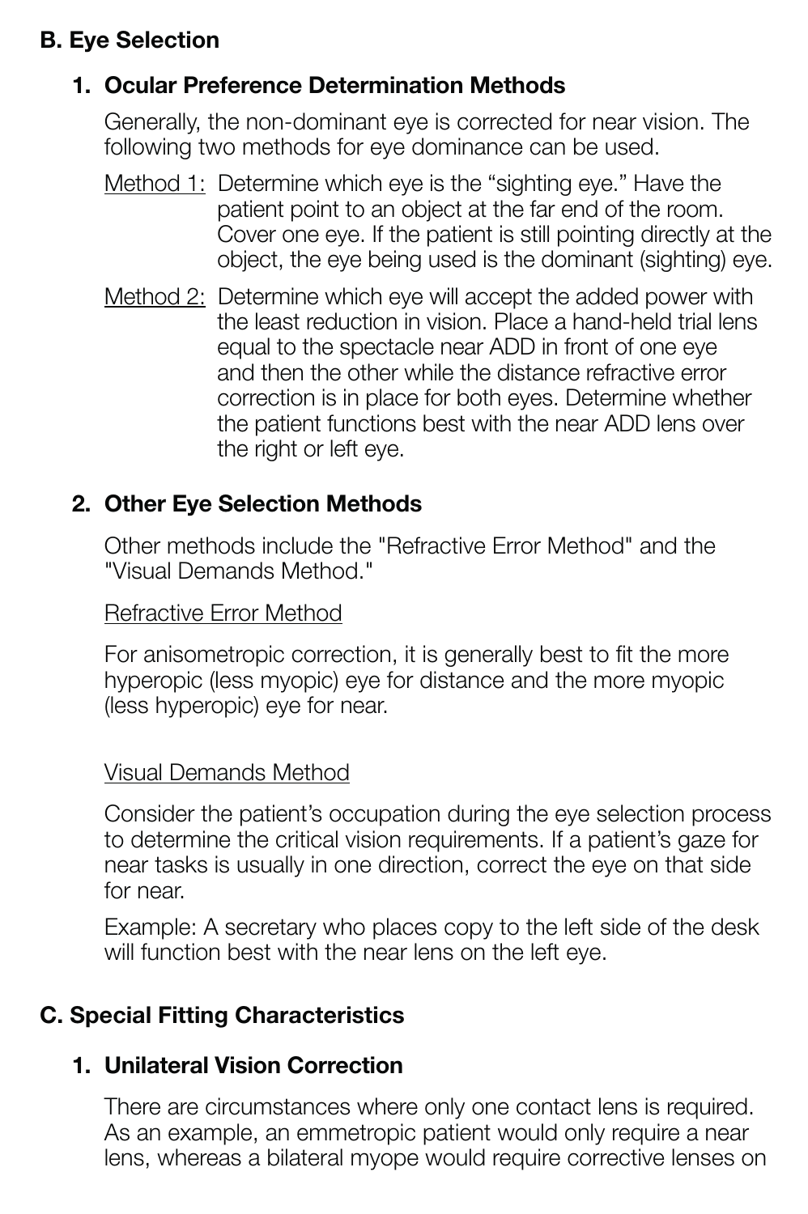## B. Eye Selection

### 1. Ocular Preference Determination Methods

Generally, the non-dominant eye is corrected for near vision. The following two methods for eye dominance can be used.

Method 1: Determine which eye is the "sighting eye." Have the patient point to an object at the far end of the room. Cover one eye. If the patient is still pointing directly at the object, the eye being used is the dominant (sighting) eye.

Method 2: Determine which eye will accept the added power with the least reduction in vision. Place a hand-held trial lens equal to the spectacle near ADD in front of one eye and then the other while the distance refractive error correction is in place for both eyes. Determine whether the patient functions best with the near ADD lens over the right or left eye.

### 2. Other Eye Selection Methods

Other methods include the "Refractive Error Method" and the "Visual Demands Method."

Refractive Error Method

For anisometropic correction, it is generally best to fit the more hyperopic (less myopic) eye for distance and the more myopic (less hyperopic) eye for near.

Visual Demands Method

Consider the patient's occupation during the eye selection process to determine the critical vision requirements. If a patient's gaze for near tasks is usually in one direction, correct the eye on that side for near.

Example: A secretary who places copy to the left side of the desk will function best with the near lens on the left eye.

## C. Special Fitting Characteristics

### 1. Unilateral Vision Correction

There are circumstances where only one contact lens is required. As an example, an emmetropic patient would only require a near lens, whereas a bilateral myope would require corrective lenses on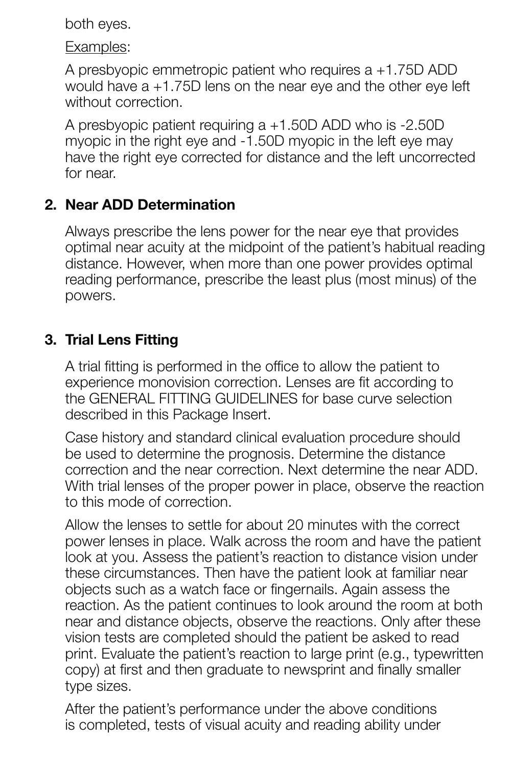both eyes.

Examples:

A presbyopic emmetropic patient who requires a +1.75D ADD would have a +1.75D lens on the near eye and the other eye left without correction.

A presbyopic patient requiring a +1.50D ADD who is -2.50D myopic in the right eye and -1.50D myopic in the left eye may have the right eye corrected for distance and the left uncorrected for near.

**2. Near ADD Determination**

Always prescribe the lens power for the near eye that provides optimal near acuity at the midpoint of the patient's habitual reading distance. However, when more than one power provides optimal reading performance, prescribe the least plus (most minus) of the powers.

**3. Trial Lens Fitting**

A trial fitting is performed in the office to allow the patient to experience monovision correction. Lenses are fit according to the GENERAL FITTING GUIDELINES for base curve selection described in this Package Insert.

Case history and standard clinical evaluation procedure should be used to determine the prognosis. Determine the distance correction and the near correction. Next determine the near ADD. With trial lenses of the proper power in place, observe the reaction to this mode of correction.

Allow the lenses to settle for about 20 minutes with the correct power lenses in place. Walk across the room and have the patient look at you. Assess the patient's reaction to distance vision under these circumstances. Then have the patient look at familiar near objects such as a watch face or fingernails. Again assess the reaction. As the patient continues to look around the room at both near and distance objects, observe the reactions. Only after these vision tests are completed should the patient be asked to read print. Evaluate the patient's reaction to large print (e.g., typewritten copy) at first and then graduate to newsprint and finally smaller type sizes.

After the patient's performance under the above conditions is completed, tests of visual acuity and reading ability under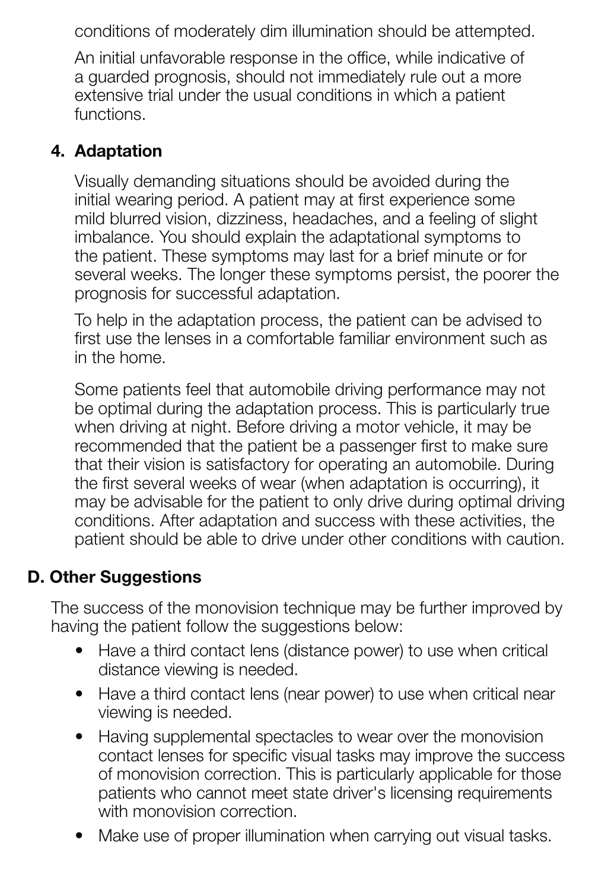conditions of moderately dim illumination should be attempted.

An initial unfavorable response in the office, while indicative of a guarded prognosis, should not immediately rule out a more extensive trial under the usual conditions in which a patient functions.

### 4. Adaptation

Visually demanding situations should be avoided during the initial wearing period. A patient may at first experience some mild blurred vision, dizziness, headaches, and a feeling of slight imbalance. You should explain the adaptational symptoms to the patient. These symptoms may last for a brief minute or for several weeks. The longer these symptoms persist, the poorer the prognosis for successful adaptation.

To help in the adaptation process, the patient can be advised to first use the lenses in a comfortable familiar environment such as in the home.

Some patients feel that automobile driving performance may not be optimal during the adaptation process. This is particularly true when driving at night. Before driving a motor vehicle, it may be recommended that the patient be a passenger first to make sure that their vision is satisfactory for operating an automobile. During the first several weeks of wear (when adaptation is occurring), it may be advisable for the patient to only drive during optimal driving conditions. After adaptation and success with these activities, the patient should be able to drive under other conditions with caution.

## D. Other Suggestions

The success of the monovision technique may be further improved by having the patient follow the suggestions below:

- Have a third contact lens (distance power) to use when critical distance viewing is needed.
- Have a third contact lens (near power) to use when critical near viewing is needed.
- Having supplemental spectacles to wear over the monovision contact lenses for specific visual tasks may improve the success of monovision correction. This is particularly applicable for those patients who cannot meet state driver's licensing requirements with monovision correction.
- Make use of proper illumination when carrying out visual tasks.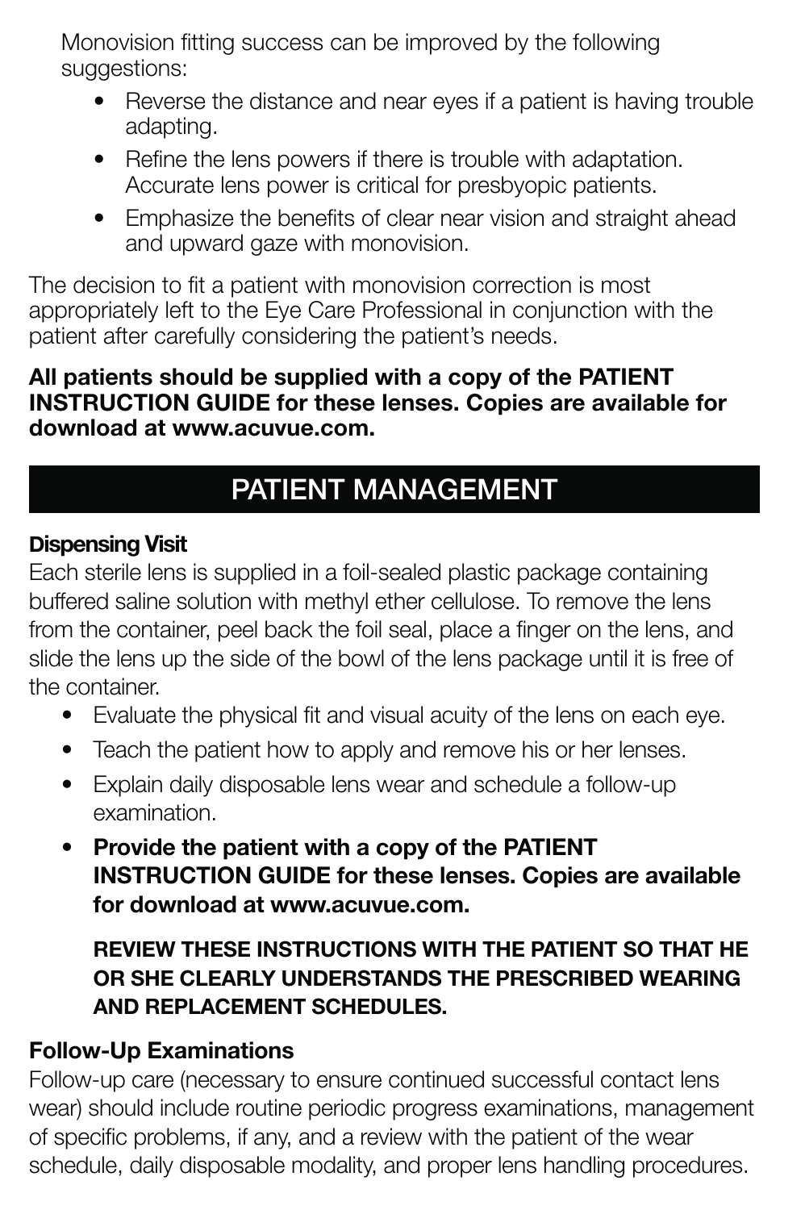Monovision fitting success can be improved by the following suggestions:

- Reverse the distance and near eyes if a patient is having trouble adapting.
- Refine the lens powers if there is trouble with adaptation. Accurate lens power is critical for presbyopic patients.
- Emphasize the benefits of clear near vision and straight ahead and upward gaze with monovision.

The decision to fit a patient with monovision correction is most appropriately left to the Eye Care Professional in conjunction with the patient after carefully considering the patient's needs.

**All patients should be supplied with a copy of the PATIENT INSTRUCTION GUIDE for these lenses. Copies are available for download at www.acuvue.com.**

## PATIENT MANAGEMENT

### Dispensing Visit

Each sterile lens is supplied in a foil-sealed plastic package containing buffered saline solution with methyl ether cellulose. To remove the lens from the container, peel back the foil seal, place a finger on the lens, and slide the lens up the side of the bowl of the lens package until it is free of the container.

- Evaluate the physical fit and visual acuity of the lens on each eye.
- Teach the patient how to apply and remove his or her lenses.
- Explain daily disposable lens wear and schedule a follow-up examination.
- **Provide the patient with a copy of the PATIENT INSTRUCTION GUIDE for these lenses. Copies are available for download at www.acuvue.com.**

  **REVIEW THESE INSTRUCTIONS WITH THE PATIENT SO THAT HE OR SHE CLEARLY UNDERSTANDS THE PRESCRIBED WEARING AND REPLACEMENT SCHEDULES.**

### Follow-Up Examinations

Follow-up care (necessary to ensure continued successful contact lens wear) should include routine periodic progress examinations, management of specific problems, if any, and a review with the patient of the wear schedule, daily disposable modality, and proper lens handling procedures.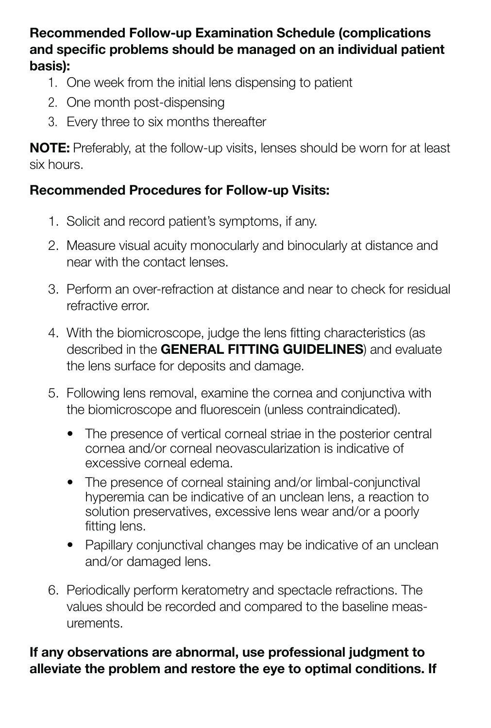**Recommended Follow-up Examination Schedule (complications and specific problems should be managed on an individual patient basis):**

1. One week from the initial lens dispensing to patient
2. One month post-dispensing
3. Every three to six months thereafter

**NOTE:** Preferably, at the follow-up visits, lenses should be worn for at least six hours.

**Recommended Procedures for Follow-up Visits:**

1. Solicit and record patient's symptoms, if any.
2. Measure visual acuity monocularly and binocularly at distance and near with the contact lenses.
3. Perform an over-refraction at distance and near to check for residual refractive error.
4. With the biomicroscope, judge the lens fitting characteristics (as described in the **GENERAL FITTING GUIDELINES**) and evaluate the lens surface for deposits and damage.
5. Following lens removal, examine the cornea and conjunctiva with the biomicroscope and fluorescein (unless contraindicated).
   - The presence of vertical corneal striae in the posterior central cornea and/or corneal neovascularization is indicative of excessive corneal edema.
   - The presence of corneal staining and/or limbal-conjunctival hyperemia can be indicative of an unclean lens, a reaction to solution preservatives, excessive lens wear and/or a poorly fitting lens.
   - Papillary conjunctival changes may be indicative of an unclean and/or damaged lens.
6. Periodically perform keratometry and spectacle refractions. The values should be recorded and compared to the baseline measurements.

**If any observations are abnormal, use professional judgment to alleviate the problem and restore the eye to optimal conditions. If**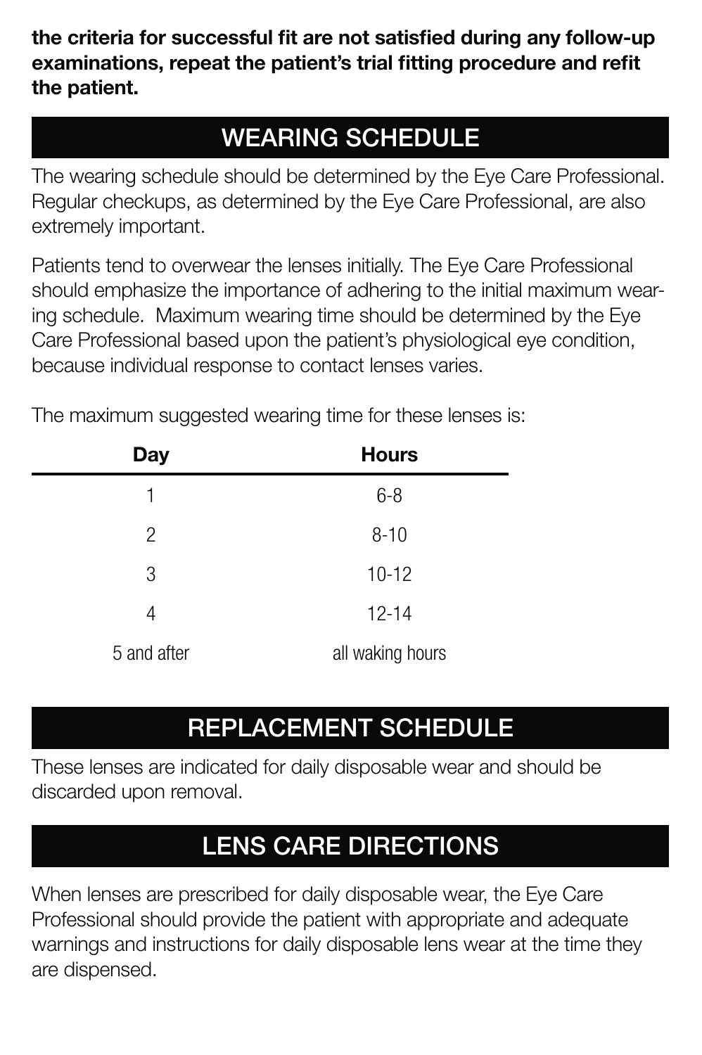**the criteria for successful fit are not satisfied during any follow-up examinations, repeat the patient's trial fitting procedure and refit the patient.**

## WEARING SCHEDULE

The wearing schedule should be determined by the Eye Care Professional. Regular checkups, as determined by the Eye Care Professional, are also extremely important.

Patients tend to overwear the lenses initially. The Eye Care Professional should emphasize the importance of adhering to the initial maximum wearing schedule. Maximum wearing time should be determined by the Eye Care Professional based upon the patient's physiological eye condition, because individual response to contact lenses varies.

The maximum suggested wearing time for these lenses is:

| Day | Hours |
|---|---|
| 1 | 6-8 |
| 2 | 8-10 |
| 3 | 10-12 |
| 4 | 12-14 |
| 5 and after | all waking hours |

## REPLACEMENT SCHEDULE

These lenses are indicated for daily disposable wear and should be discarded upon removal.

## LENS CARE DIRECTIONS

When lenses are prescribed for daily disposable wear, the Eye Care Professional should provide the patient with appropriate and adequate warnings and instructions for daily disposable lens wear at the time they are dispensed.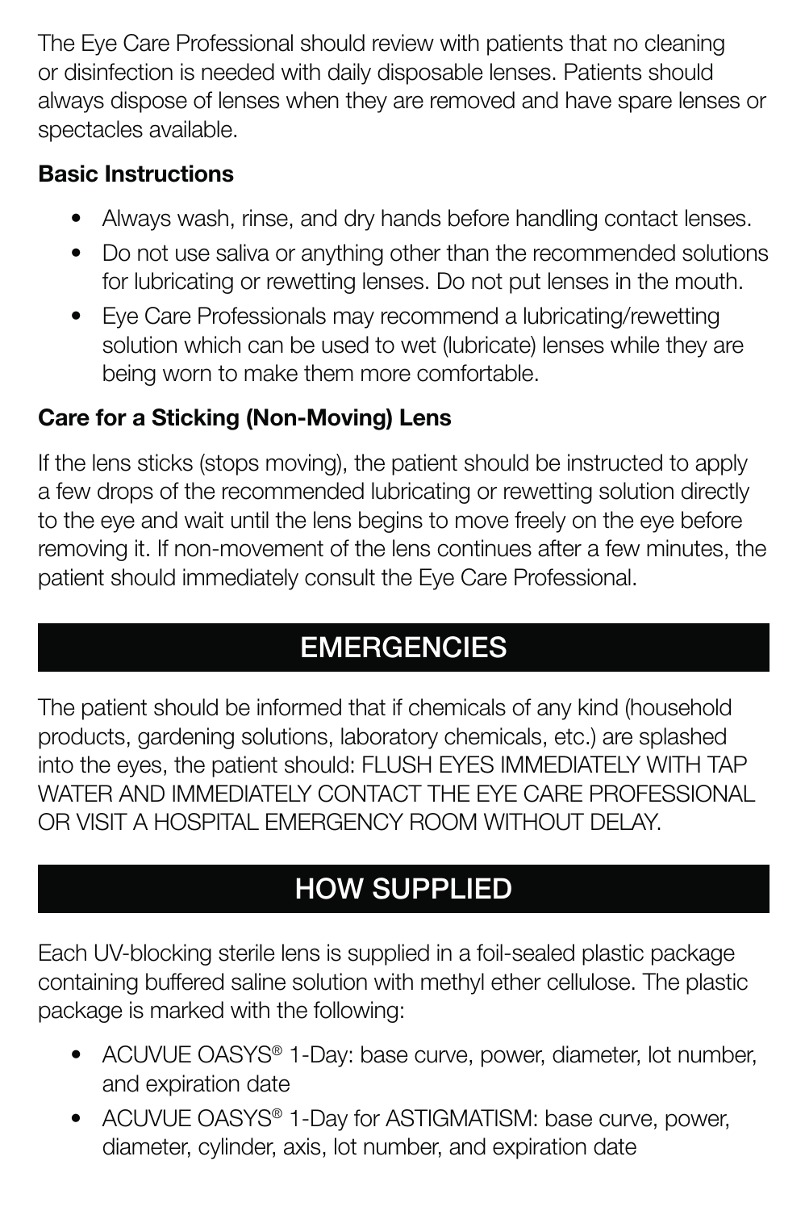The Eye Care Professional should review with patients that no cleaning or disinfection is needed with daily disposable lenses. Patients should always dispose of lenses when they are removed and have spare lenses or spectacles available.

**Basic Instructions**

- Always wash, rinse, and dry hands before handling contact lenses.
- Do not use saliva or anything other than the recommended solutions for lubricating or rewetting lenses. Do not put lenses in the mouth.
- Eye Care Professionals may recommend a lubricating/rewetting solution which can be used to wet (lubricate) lenses while they are being worn to make them more comfortable.

**Care for a Sticking (Non-Moving) Lens**

If the lens sticks (stops moving), the patient should be instructed to apply a few drops of the recommended lubricating or rewetting solution directly to the eye and wait until the lens begins to move freely on the eye before removing it. If non-movement of the lens continues after a few minutes, the patient should immediately consult the Eye Care Professional.

## EMERGENCIES

The patient should be informed that if chemicals of any kind (household products, gardening solutions, laboratory chemicals, etc.) are splashed into the eyes, the patient should: FLUSH EYES IMMEDIATELY WITH TAP WATER AND IMMEDIATELY CONTACT THE EYE CARE PROFESSIONAL OR VISIT A HOSPITAL EMERGENCY ROOM WITHOUT DELAY.

## HOW SUPPLIED

Each UV-blocking sterile lens is supplied in a foil-sealed plastic package containing buffered saline solution with methyl ether cellulose. The plastic package is marked with the following:

- ACUVUE OASYS® 1-Day: base curve, power, diameter, lot number, and expiration date
- ACUVUE OASYS® 1-Day for ASTIGMATISM: base curve, power, diameter, cylinder, axis, lot number, and expiration date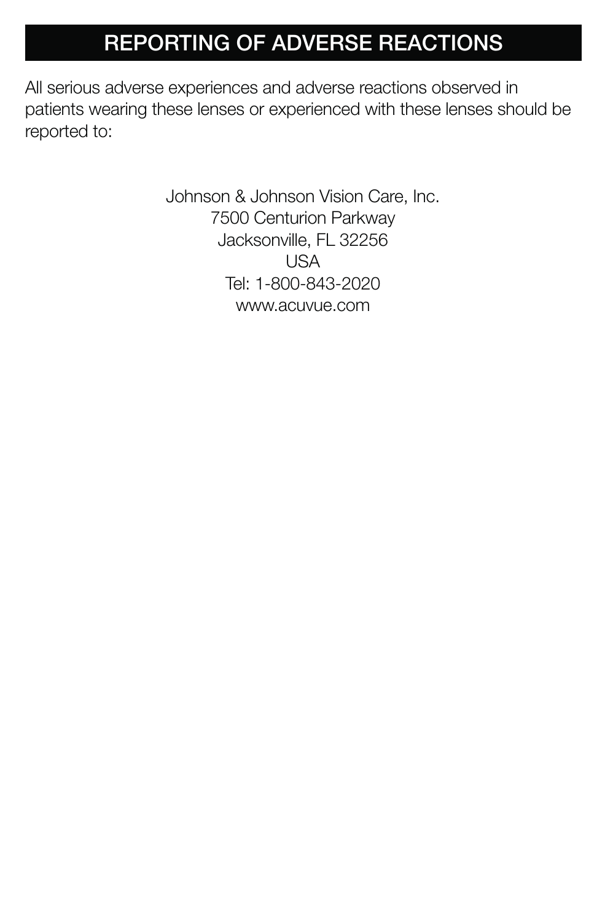## REPORTING OF ADVERSE REACTIONS

All serious adverse experiences and adverse reactions observed in patients wearing these lenses or experienced with these lenses should be reported to:

Johnson & Johnson Vision Care, Inc.
7500 Centurion Parkway
Jacksonville, FL 32256
USA
Tel: 1-800-843-2020
www.acuvue.com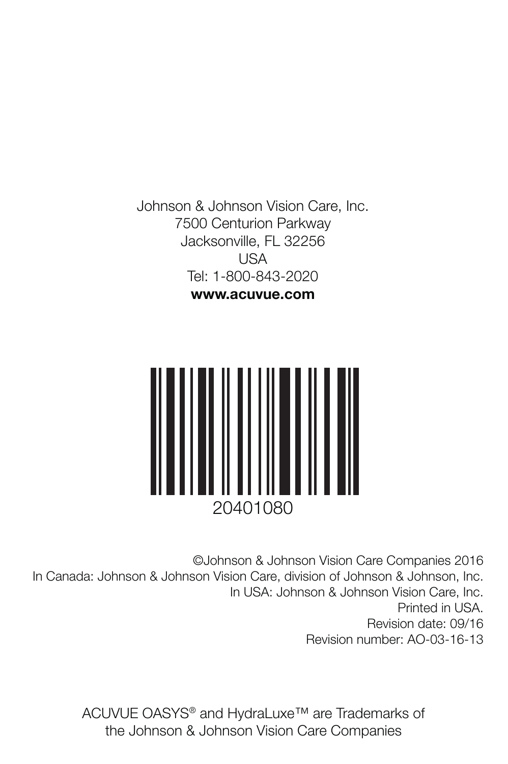Johnson & Johnson Vision Care, Inc.
7500 Centurion Parkway
Jacksonville, FL 32256
USA
Tel: 1-800-843-2020
**www.acuvue.com**

20401080

©Johnson & Johnson Vision Care Companies 2016
In Canada: Johnson & Johnson Vision Care, division of Johnson & Johnson, Inc.
In USA: Johnson & Johnson Vision Care, Inc.
Printed in USA.
Revision date: 09/16
Revision number: AO-03-16-13

ACUVUE OASYS® and HydraLuxe™ are Trademarks of the Johnson & Johnson Vision Care Companies